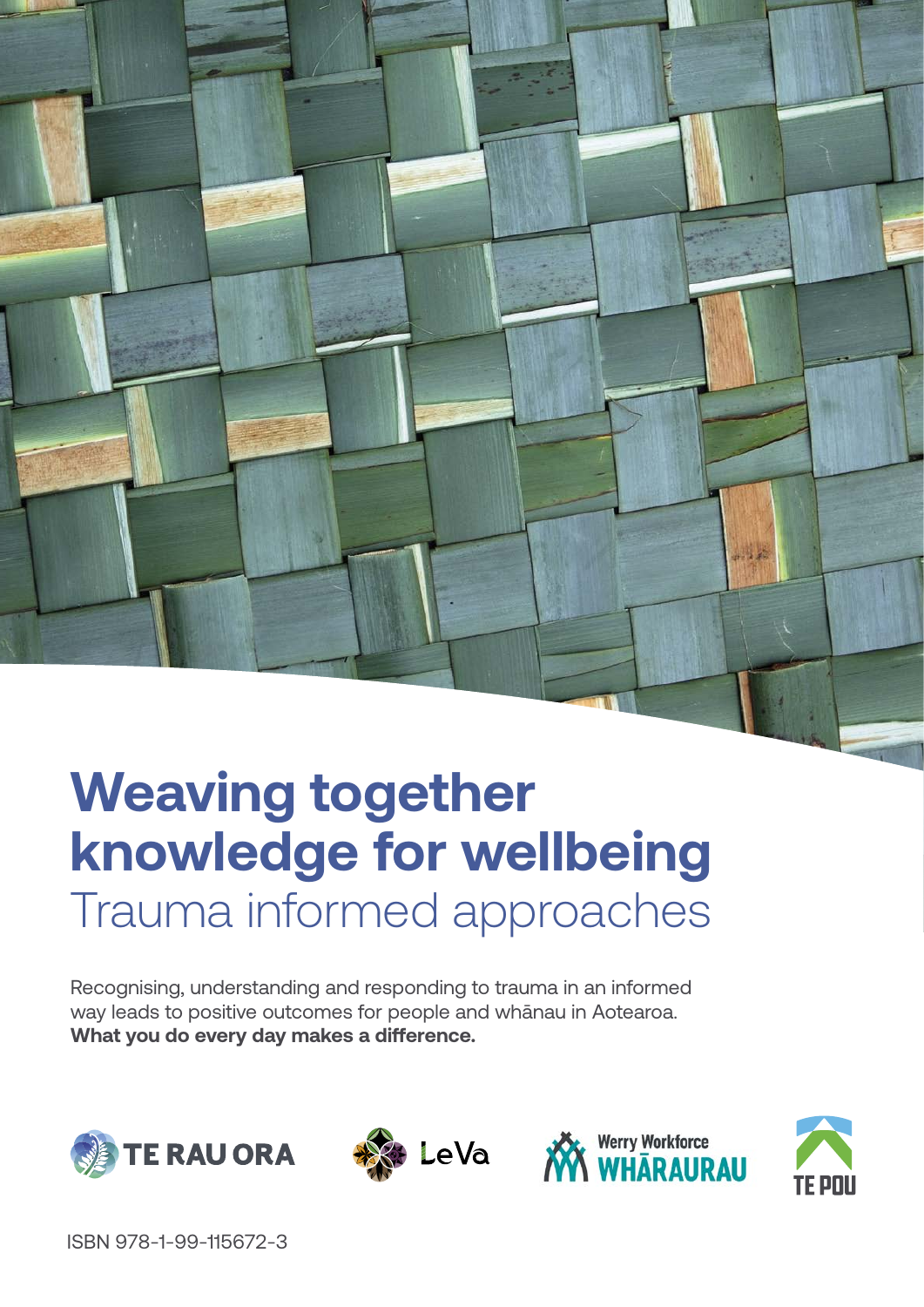# Weaving together knowledge for wellbeing

## Trauma informed approaches

Recognising, understanding and responding to trauma in an informed way leads to positive outcomes for people and whānau in Aotearoa.
**What you do every day makes a difference.**

TE RAU ORA

LeVa

Werry Workforce WHĀRAURAU

TE POU

ISBN 978-1-99-115672-3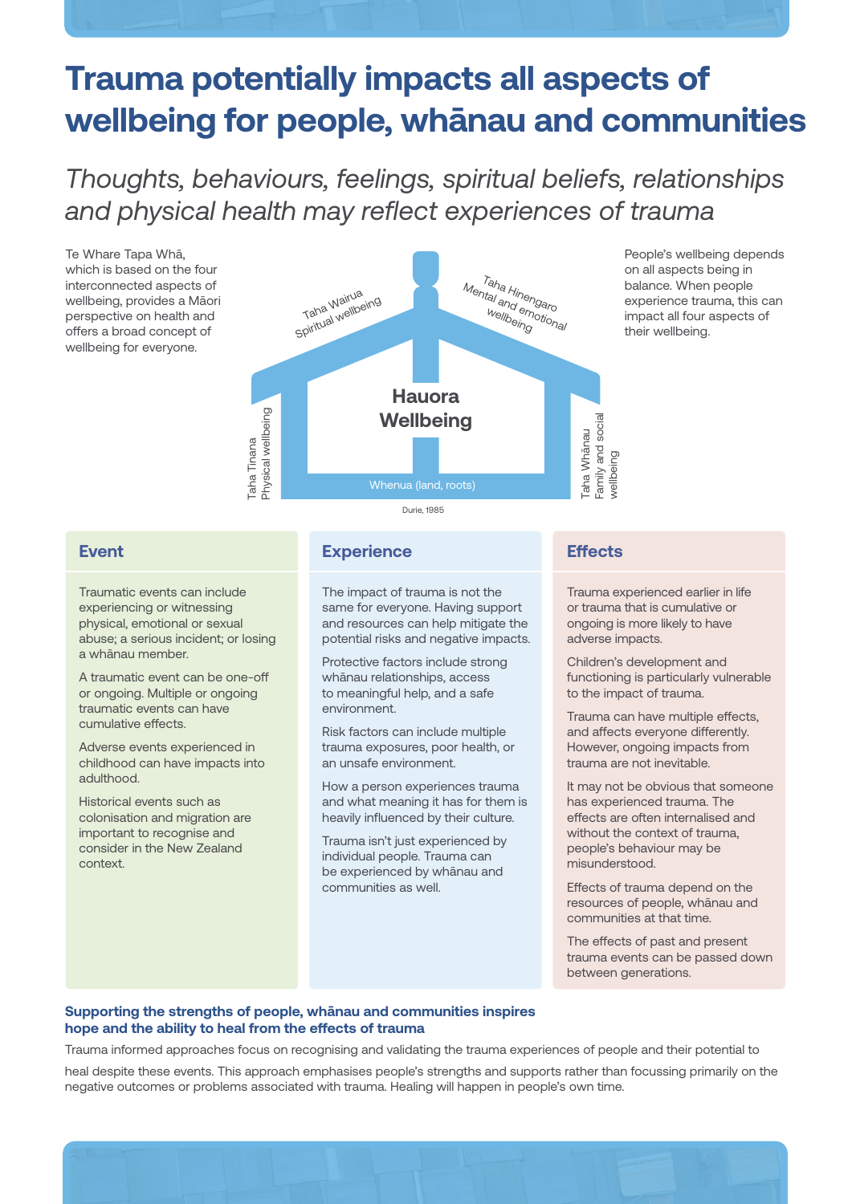# Trauma potentially impacts all aspects of wellbeing for people, whānau and communities

*Thoughts, behaviours, feelings, spiritual beliefs, relationships and physical health may reflect experiences of trauma*

Te Whare Tapa Whā, which is based on the four interconnected aspects of wellbeing, provides a Māori perspective on health and offers a broad concept of wellbeing for everyone.

Taha Wairua
Spiritual wellbeing

Taha Hinengaro
Mental and emotional wellbeing

**Hauora Wellbeing**

Taha Tinana
Physical wellbeing

Taha Whānau
Family and social wellbeing

Whenua (land, roots)

Durie, 1985

People's wellbeing depends on all aspects being in balance. When people experience trauma, this can impact all four aspects of their wellbeing.

## Event

Traumatic events can include experiencing or witnessing physical, emotional or sexual abuse; a serious incident; or losing a whānau member.

A traumatic event can be one-off or ongoing. Multiple or ongoing traumatic events can have cumulative effects.

Adverse events experienced in childhood can have impacts into adulthood.

Historical events such as colonisation and migration are important to recognise and consider in the New Zealand context.

## Experience

The impact of trauma is not the same for everyone. Having support and resources can help mitigate the potential risks and negative impacts.

Protective factors include strong whānau relationships, access to meaningful help, and a safe environment.

Risk factors can include multiple trauma exposures, poor health, or an unsafe environment.

How a person experiences trauma and what meaning it has for them is heavily influenced by their culture.

Trauma isn't just experienced by individual people. Trauma can be experienced by whānau and communities as well.

## Effects

Trauma experienced earlier in life or trauma that is cumulative or ongoing is more likely to have adverse impacts.

Children's development and functioning is particularly vulnerable to the impact of trauma.

Trauma can have multiple effects, and affects everyone differently. However, ongoing impacts from trauma are not inevitable.

It may not be obvious that someone has experienced trauma. The effects are often internalised and without the context of trauma, people's behaviour may be misunderstood.

Effects of trauma depend on the resources of people, whānau and communities at that time.

The effects of past and present trauma events can be passed down between generations.

### Supporting the strengths of people, whānau and communities inspires hope and the ability to heal from the effects of trauma

Trauma informed approaches focus on recognising and validating the trauma experiences of people and their potential to heal despite these events. This approach emphasises people's strengths and supports rather than focussing primarily on the negative outcomes or problems associated with trauma. Healing will happen in people's own time.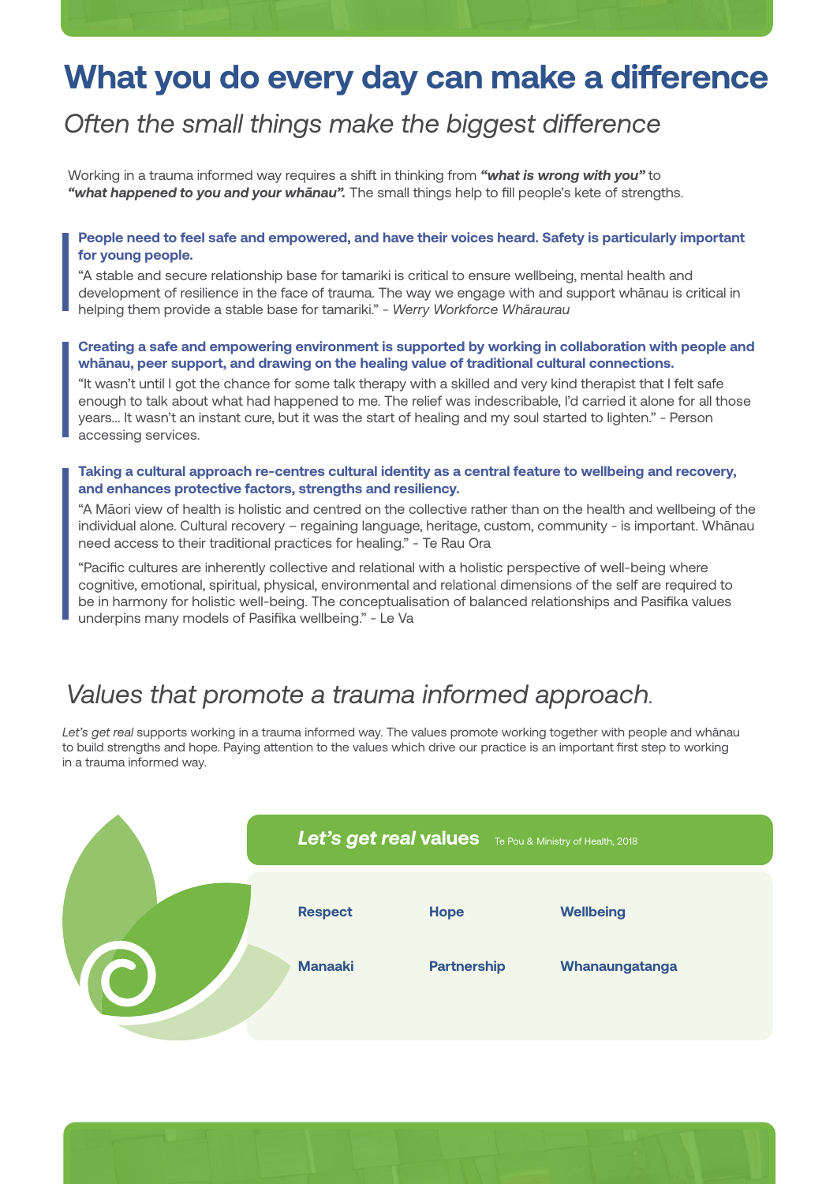# What you do every day can make a difference

## *Often the small things make the biggest difference*

Working in a trauma informed way requires a shift in thinking from ***"what is wrong with you"*** to ***"what happened to you and your whānau".*** The small things help to fill people's kete of strengths.

**People need to feel safe and empowered, and have their voices heard. Safety is particularly important for young people.**

"A stable and secure relationship base for tamariki is critical to ensure wellbeing, mental health and development of resilience in the face of trauma. The way we engage with and support whānau is critical in helping them provide a stable base for tamariki." - *Werry Workforce Whāraurau*

**Creating a safe and empowering environment is supported by working in collaboration with people and whānau, peer support, and drawing on the healing value of traditional cultural connections.**

"It wasn't until I got the chance for some talk therapy with a skilled and very kind therapist that I felt safe enough to talk about what had happened to me. The relief was indescribable, I'd carried it alone for all those years... It wasn't an instant cure, but it was the start of healing and my soul started to lighten." - Person accessing services.

**Taking a cultural approach re-centres cultural identity as a central feature to wellbeing and recovery, and enhances protective factors, strengths and resiliency.**

"A Māori view of health is holistic and centred on the collective rather than on the health and wellbeing of the individual alone. Cultural recovery – regaining language, heritage, custom, community - is important. Whānau need access to their traditional practices for healing." - Te Rau Ora

"Pacific cultures are inherently collective and relational with a holistic perspective of well-being where cognitive, emotional, spiritual, physical, environmental and relational dimensions of the self are required to be in harmony for holistic well-being. The conceptualisation of balanced relationships and Pasifika values underpins many models of Pasifika wellbeing." - Le Va

## *Values that promote a trauma informed approach.*

*Let's get real* supports working in a trauma informed way. The values promote working together with people and whānau to build strengths and hope. Paying attention to the values which drive our practice is an important first step to working in a trauma informed way.

### ***Let's get real* values** Te Pou & Ministry of Health, 2018

| | | |
|---|---|---|
| **Respect** | **Hope** | **Wellbeing** |
| **Manaaki** | **Partnership** | **Whanaungatanga** |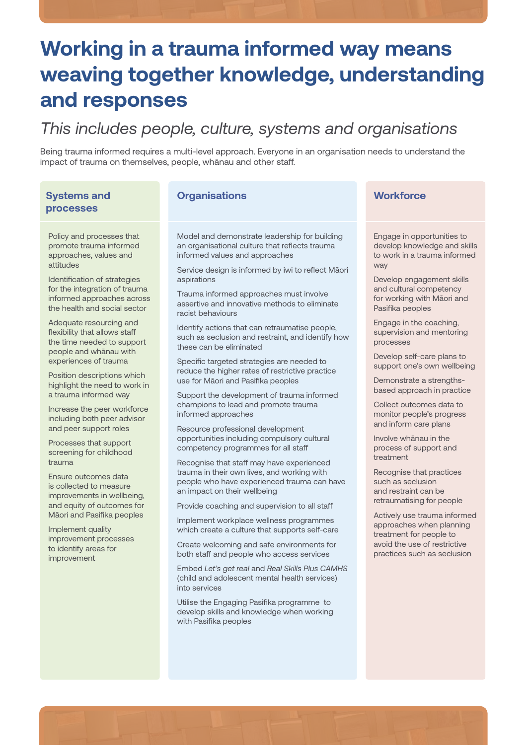# Working in a trauma informed way means weaving together knowledge, understanding and responses

*This includes people, culture, systems and organisations*

Being trauma informed requires a multi-level approach. Everyone in an organisation needs to understand the impact of trauma on themselves, people, whānau and other staff.

## Systems and processes

- Policy and processes that promote trauma informed approaches, values and attitudes
- Identification of strategies for the integration of trauma informed approaches across the health and social sector
- Adequate resourcing and flexibility that allows staff the time needed to support people and whānau with experiences of trauma
- Position descriptions which highlight the need to work in a trauma informed way
- Increase the peer workforce including both peer advisor and peer support roles
- Processes that support screening for childhood trauma
- Ensure outcomes data is collected to measure improvements in wellbeing, and equity of outcomes for Māori and Pasifika peoples
- Implement quality improvement processes to identify areas for improvement

## Organisations

- Model and demonstrate leadership for building an organisational culture that reflects trauma informed values and approaches
- Service design is informed by iwi to reflect Māori aspirations
- Trauma informed approaches must involve assertive and innovative methods to eliminate racist behaviours
- Identify actions that can retraumatise people, such as seclusion and restraint, and identify how these can be eliminated
- Specific targeted strategies are needed to reduce the higher rates of restrictive practice use for Māori and Pasifika peoples
- Support the development of trauma informed champions to lead and promote trauma informed approaches
- Resource professional development opportunities including compulsory cultural competency programmes for all staff
- Recognise that staff may have experienced trauma in their own lives, and working with people who have experienced trauma can have an impact on their wellbeing
- Provide coaching and supervision to all staff
- Implement workplace wellness programmes which create a culture that supports self-care
- Create welcoming and safe environments for both staff and people who access services
- Embed *Let's get real* and *Real Skills Plus CAMHS* (child and adolescent mental health services) into services
- Utilise the Engaging Pasifika programme to develop skills and knowledge when working with Pasifika peoples

## Workforce

- Engage in opportunities to develop knowledge and skills to work in a trauma informed way
- Develop engagement skills and cultural competency for working with Māori and Pasifika peoples
- Engage in the coaching, supervision and mentoring processes
- Develop self-care plans to support one's own wellbeing
- Demonstrate a strengths-based approach in practice
- Collect outcomes data to monitor people's progress and inform care plans
- Involve whānau in the process of support and treatment
- Recognise that practices such as seclusion and restraint can be retraumatising for people
- Actively use trauma informed approaches when planning treatment for people to avoid the use of restrictive practices such as seclusion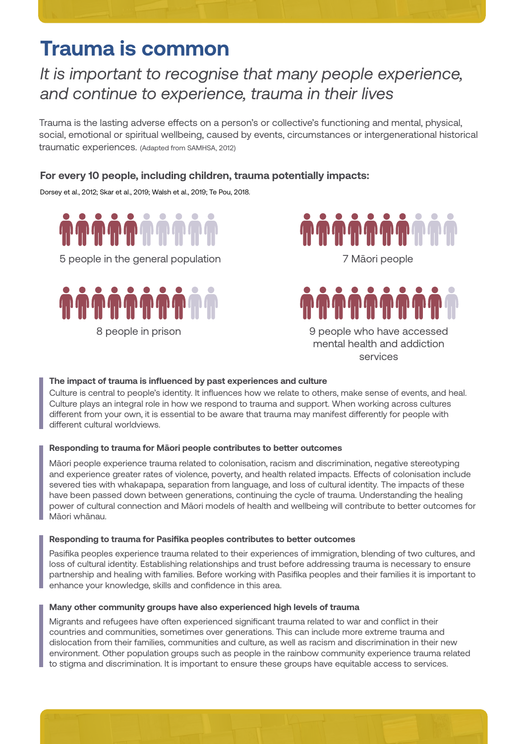# Trauma is common

*It is important to recognise that many people experience, and continue to experience, trauma in their lives*

Trauma is the lasting adverse effects on a person's or collective's functioning and mental, physical, social, emotional or spiritual wellbeing, caused by events, circumstances or intergenerational historical traumatic experiences. (Adapted from SAMHSA, 2012)

### For every 10 people, including children, trauma potentially impacts:

Dorsey et al., 2012; Skar et al., 2019; Walsh et al., 2019; Te Pou, 2018.

5 people in the general population

7 Māori people

8 people in prison

9 people who have accessed mental health and addiction services

**The impact of trauma is influenced by past experiences and culture**

Culture is central to people's identity. It influences how we relate to others, make sense of events, and heal. Culture plays an integral role in how we respond to trauma and support. When working across cultures different from your own, it is essential to be aware that trauma may manifest differently for people with different cultural worldviews.

**Responding to trauma for Māori people contributes to better outcomes**

Māori people experience trauma related to colonisation, racism and discrimination, negative stereotyping and experience greater rates of violence, poverty, and health related impacts. Effects of colonisation include severed ties with whakapapa, separation from language, and loss of cultural identity. The impacts of these have been passed down between generations, continuing the cycle of trauma. Understanding the healing power of cultural connection and Māori models of health and wellbeing will contribute to better outcomes for Māori whānau.

**Responding to trauma for Pasifika peoples contributes to better outcomes**

Pasifika peoples experience trauma related to their experiences of immigration, blending of two cultures, and loss of cultural identity. Establishing relationships and trust before addressing trauma is necessary to ensure partnership and healing with families. Before working with Pasifika peoples and their families it is important to enhance your knowledge, skills and confidence in this area.

**Many other community groups have also experienced high levels of trauma**

Migrants and refugees have often experienced significant trauma related to war and conflict in their countries and communities, sometimes over generations. This can include more extreme trauma and dislocation from their families, communities and culture, as well as racism and discrimination in their new environment. Other population groups such as people in the rainbow community experience trauma related to stigma and discrimination. It is important to ensure these groups have equitable access to services.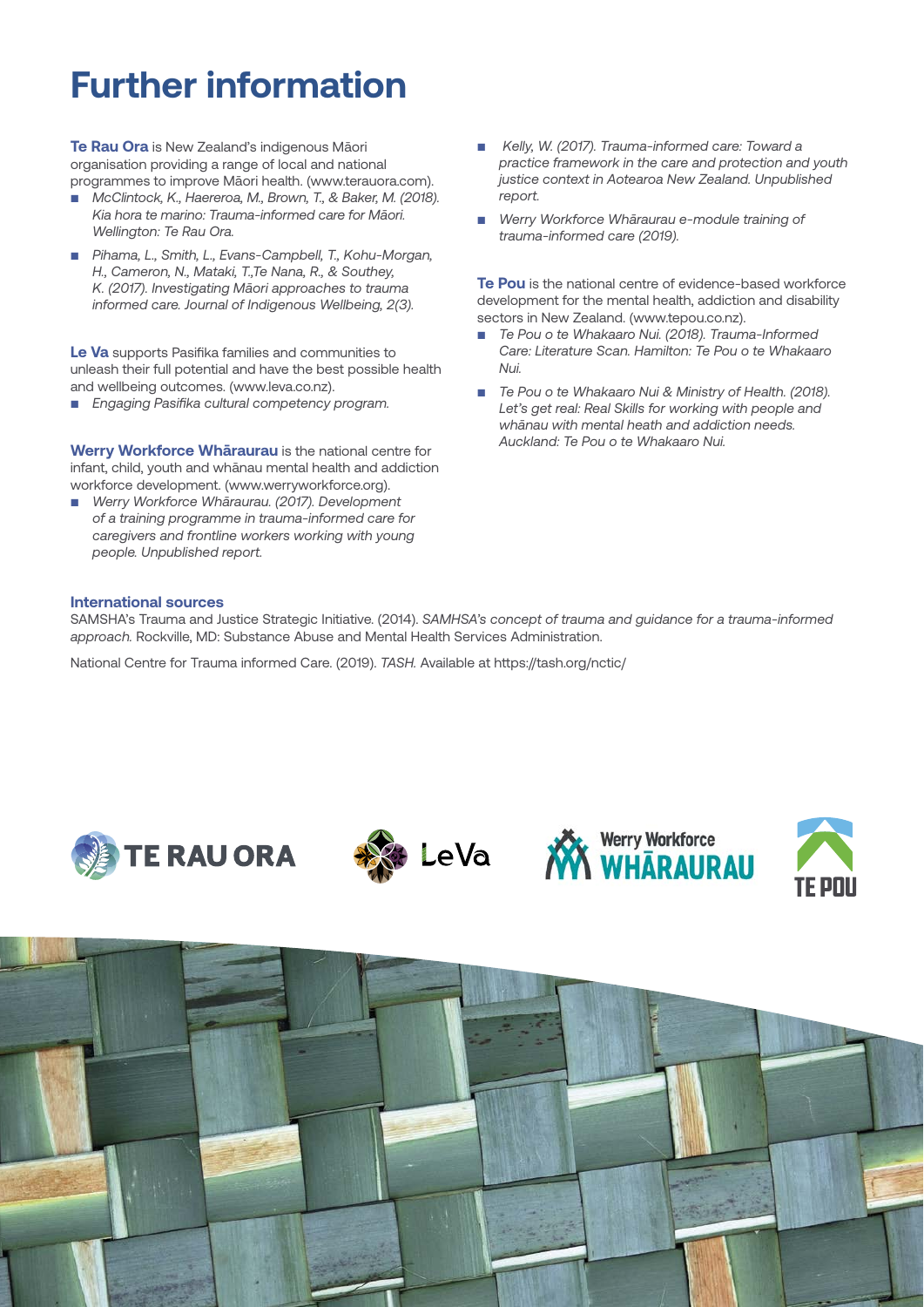# Further information

**Te Rau Ora** is New Zealand's indigenous Māori organisation providing a range of local and national programmes to improve Māori health. (www.terauora.com).

- *McClintock, K., Haereroa, M., Brown, T., & Baker, M. (2018). Kia hora te marino: Trauma-informed care for Māori. Wellington: Te Rau Ora.*
- *Pihama, L., Smith, L., Evans-Campbell, T., Kohu-Morgan, H., Cameron, N., Mataki, T.,Te Nana, R., & Southey, K. (2017). Investigating Māori approaches to trauma informed care. Journal of Indigenous Wellbeing, 2(3).*

**Le Va** supports Pasifika families and communities to unleash their full potential and have the best possible health and wellbeing outcomes. (www.leva.co.nz).

- *Engaging Pasifika cultural competency program.*

**Werry Workforce Whāraurau** is the national centre for infant, child, youth and whānau mental health and addiction workforce development. (www.werryworkforce.org).

- *Werry Workforce Whāraurau. (2017). Development of a training programme in trauma-informed care for caregivers and frontline workers working with young people. Unpublished report.*
- *Kelly, W. (2017). Trauma-informed care: Toward a practice framework in the care and protection and youth justice context in Aotearoa New Zealand. Unpublished report.*
- *Werry Workforce Whāraurau e-module training of trauma-informed care (2019).*

**Te Pou** is the national centre of evidence-based workforce development for the mental health, addiction and disability sectors in New Zealand. (www.tepou.co.nz).

- *Te Pou o te Whakaaro Nui. (2018). Trauma-Informed Care: Literature Scan. Hamilton: Te Pou o te Whakaaro Nui.*
- *Te Pou o te Whakaaro Nui & Ministry of Health. (2018). Let's get real: Real Skills for working with people and whānau with mental heath and addiction needs. Auckland: Te Pou o te Whakaaro Nui.*

### International sources

SAMSHA's Trauma and Justice Strategic Initiative. (2014). *SAMHSA's concept of trauma and guidance for a trauma-informed approach.* Rockville, MD: Substance Abuse and Mental Health Services Administration.

National Centre for Trauma informed Care. (2019). *TASH.* Available at https://tash.org/nctic/

TE RAU ORA

LeVa

Werry Workforce WHĀRAURAU

TE POU